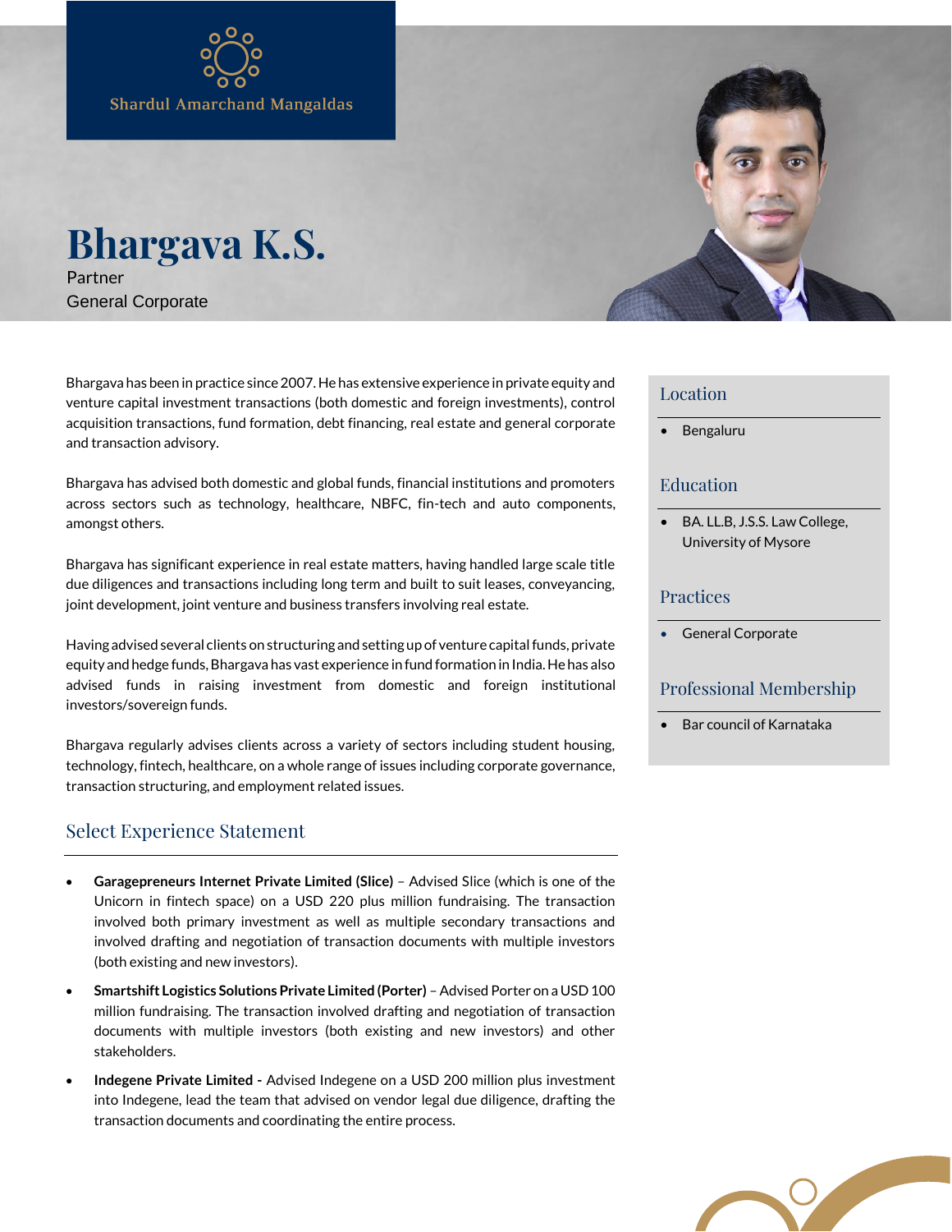Shardul Amarchand Mangaldas

# Bhargava K.S.

Partner

General Corporate

Bhargava has been in practice since 2007. He has extensive experience in private equity and venture capital investment transactions (both domestic and foreign investments), control acquisition transactions, fund formation, debt financing, real estate and general corporate and transaction advisory.

Bhargava has advised both domestic and global funds, financial institutions and promoters across sectors such as technology, healthcare, NBFC, fin-tech and auto components, amongst others.

Bhargava has significant experience in real estate matters, having handled large scale title due diligences and transactions including long term and built to suit leases, conveyancing, joint development, joint venture and business transfers involving real estate.

Having advised several clients on structuring and setting up of venture capital funds, private equity and hedge funds, Bhargava has vast experience in fund formation in India. He has also advised funds in raising investment from domestic and foreign institutional investors/sovereign funds.

Bhargava regularly advises clients across a variety of sectors including student housing, technology, fintech, healthcare, on a whole range of issues including corporate governance, transaction structuring, and employment related issues.

## Select Experience Statement

- **Garagepreneurs Internet Private Limited (Slice)** – Advised Slice (which is one of the Unicorn in fintech space) on a USD 220 plus million fundraising. The transaction involved both primary investment as well as multiple secondary transactions and involved drafting and negotiation of transaction documents with multiple investors (both existing and new investors).
- **Smartshift Logistics Solutions Private Limited (Porter)** – Advised Porter on a USD 100 million fundraising. The transaction involved drafting and negotiation of transaction documents with multiple investors (both existing and new investors) and other stakeholders.
- **Indegene Private Limited -** Advised Indegene on a USD 200 million plus investment into Indegene, lead the team that advised on vendor legal due diligence, drafting the transaction documents and coordinating the entire process.

## Location

- Bengaluru

## Education

- BA. LL.B, J.S.S. Law College, University of Mysore

## Practices

- General Corporate

## Professional Membership

- Bar council of Karnataka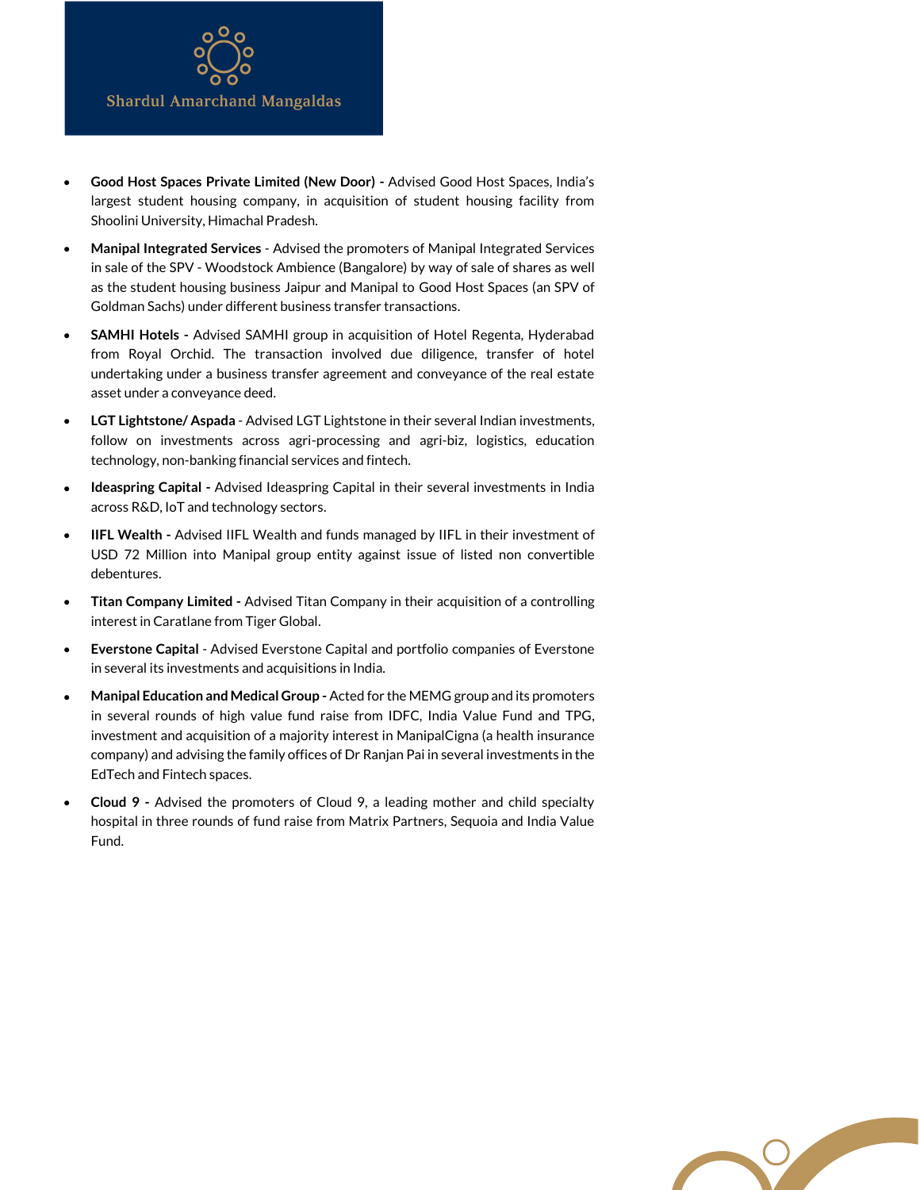- **Good Host Spaces Private Limited (New Door) -** Advised Good Host Spaces, India's largest student housing company, in acquisition of student housing facility from Shoolini University, Himachal Pradesh.
- **Manipal Integrated Services** - Advised the promoters of Manipal Integrated Services in sale of the SPV - Woodstock Ambience (Bangalore) by way of sale of shares as well as the student housing business Jaipur and Manipal to Good Host Spaces (an SPV of Goldman Sachs) under different business transfer transactions.
- **SAMHI Hotels -** Advised SAMHI group in acquisition of Hotel Regenta, Hyderabad from Royal Orchid. The transaction involved due diligence, transfer of hotel undertaking under a business transfer agreement and conveyance of the real estate asset under a conveyance deed.
- **LGT Lightstone/ Aspada** - Advised LGT Lightstone in their several Indian investments, follow on investments across agri-processing and agri-biz, logistics, education technology, non-banking financial services and fintech.
- **Ideaspring Capital -** Advised Ideaspring Capital in their several investments in India across R&D, IoT and technology sectors.
- **IIFL Wealth -** Advised IIFL Wealth and funds managed by IIFL in their investment of USD 72 Million into Manipal group entity against issue of listed non convertible debentures.
- **Titan Company Limited -** Advised Titan Company in their acquisition of a controlling interest in Caratlane from Tiger Global.
- **Everstone Capital** - Advised Everstone Capital and portfolio companies of Everstone in several its investments and acquisitions in India.
- **Manipal Education and Medical Group -** Acted for the MEMG group and its promoters in several rounds of high value fund raise from IDFC, India Value Fund and TPG, investment and acquisition of a majority interest in ManipalCigna (a health insurance company) and advising the family offices of Dr Ranjan Pai in several investments in the EdTech and Fintech spaces.
- **Cloud 9 -** Advised the promoters of Cloud 9, a leading mother and child specialty hospital in three rounds of fund raise from Matrix Partners, Sequoia and India Value Fund.